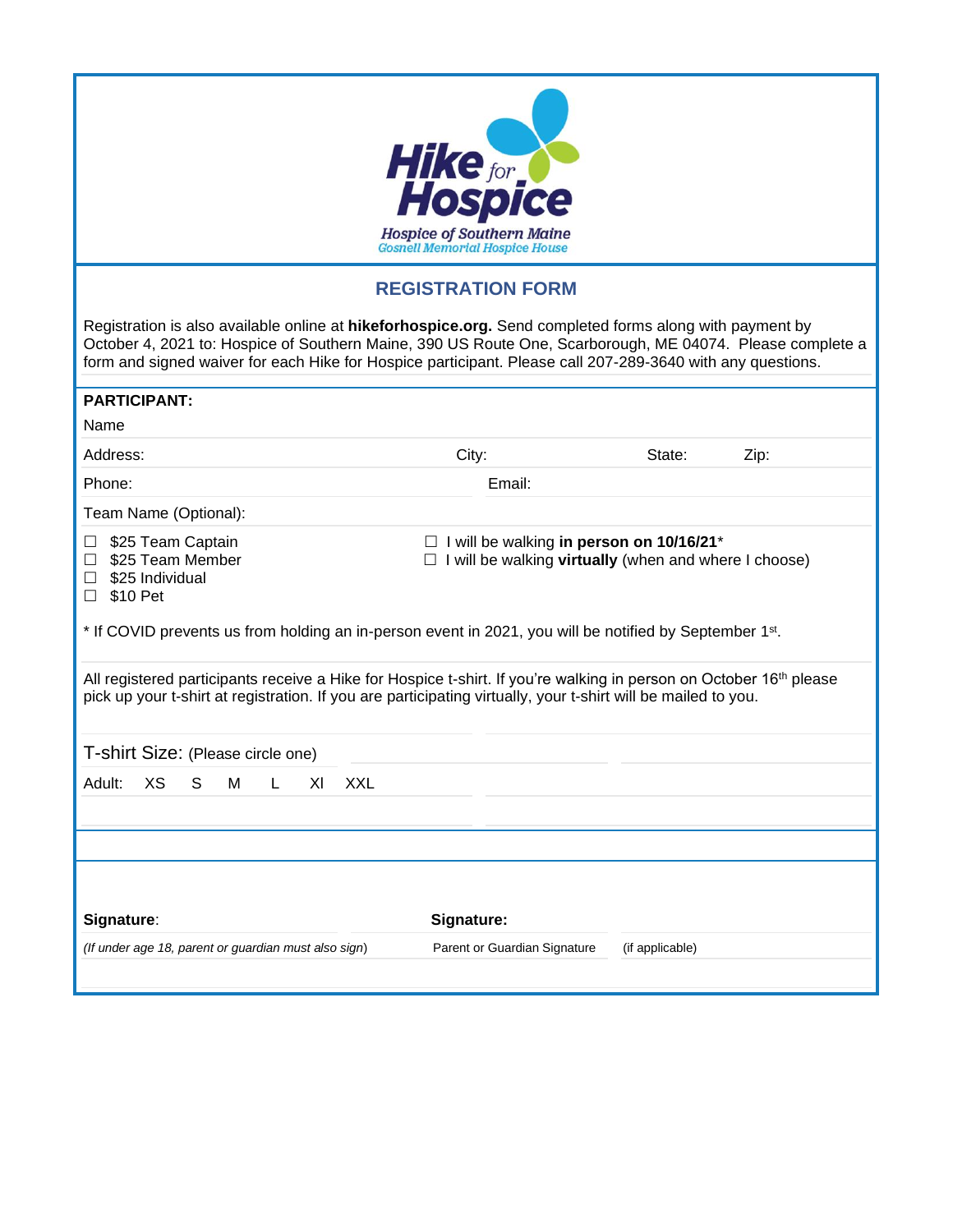**Hike for Hospice**

**Hospice of Southern Maine**
*Gosnell Memorial Hospice House*

## REGISTRATION FORM

Registration is also available online at **hikeforhospice.org.** Send completed forms along with payment by October 4, 2021 to: Hospice of Southern Maine, 390 US Route One, Scarborough, ME 04074. Please complete a form and signed waiver for each Hike for Hospice participant. Please call 207-289-3640 with any questions.

**PARTICIPANT:**

Name

Address: City: State: Zip:

Phone: Email:

Team Name (Optional):

☐ $25 Team Captain
☐ $25 Team Member
☐ $25 Individual
☐ $10 Pet

☐ I will be walking **in person on 10/16/21***
☐ I will be walking **virtually** (when and where I choose)

* If COVID prevents us from holding an in-person event in 2021, you will be notified by September 1st.

All registered participants receive a Hike for Hospice t-shirt. If you're walking in person on October 16th please pick up your t-shirt at registration. If you are participating virtually, your t-shirt will be mailed to you.

T-shirt Size: (Please circle one)

Adult: XS S M L Xl XXL

**Signature**:

*(If under age 18, parent or guardian must also sign)*

**Signature:**

Parent or Guardian Signature (if applicable)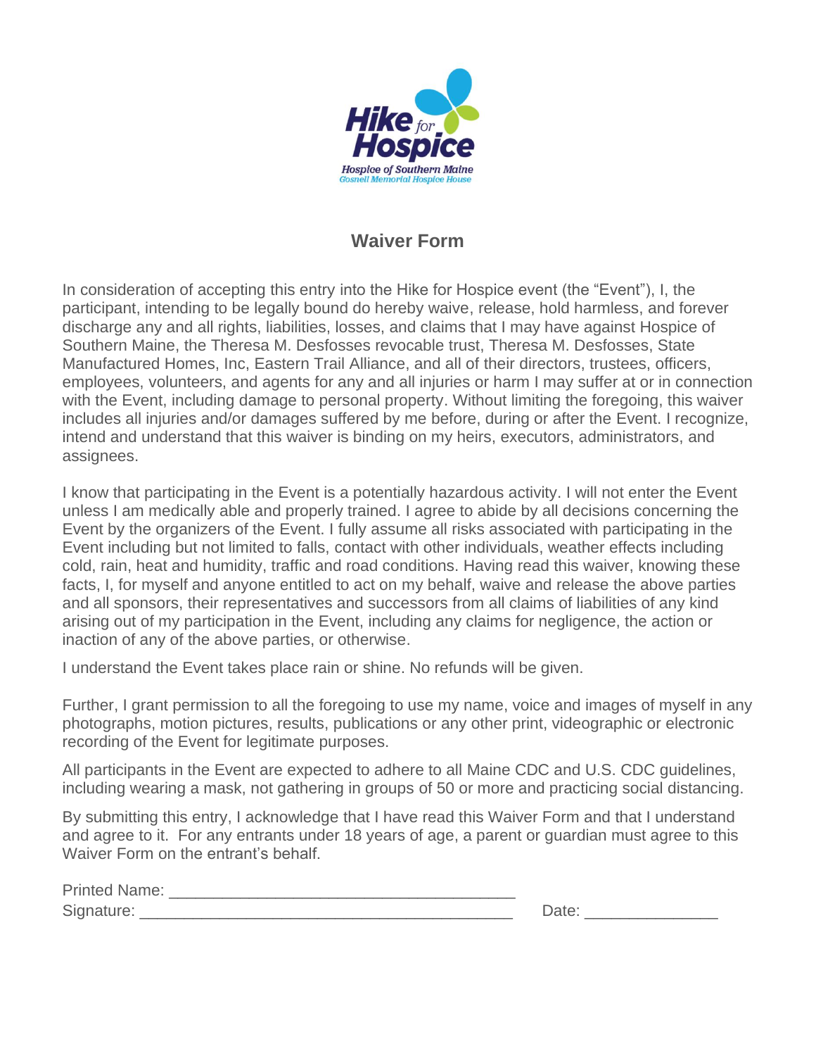Hike for Hospice

Hospice of Southern Maine
Gosnell Memorial Hospice House

## Waiver Form

In consideration of accepting this entry into the Hike for Hospice event (the "Event"), I, the participant, intending to be legally bound do hereby waive, release, hold harmless, and forever discharge any and all rights, liabilities, losses, and claims that I may have against Hospice of Southern Maine, the Theresa M. Desfosses revocable trust, Theresa M. Desfosses, State Manufactured Homes, Inc, Eastern Trail Alliance, and all of their directors, trustees, officers, employees, volunteers, and agents for any and all injuries or harm I may suffer at or in connection with the Event, including damage to personal property. Without limiting the foregoing, this waiver includes all injuries and/or damages suffered by me before, during or after the Event. I recognize, intend and understand that this waiver is binding on my heirs, executors, administrators, and assignees.

I know that participating in the Event is a potentially hazardous activity. I will not enter the Event unless I am medically able and properly trained. I agree to abide by all decisions concerning the Event by the organizers of the Event. I fully assume all risks associated with participating in the Event including but not limited to falls, contact with other individuals, weather effects including cold, rain, heat and humidity, traffic and road conditions. Having read this waiver, knowing these facts, I, for myself and anyone entitled to act on my behalf, waive and release the above parties and all sponsors, their representatives and successors from all claims of liabilities of any kind arising out of my participation in the Event, including any claims for negligence, the action or inaction of any of the above parties, or otherwise.

I understand the Event takes place rain or shine. No refunds will be given.

Further, I grant permission to all the foregoing to use my name, voice and images of myself in any photographs, motion pictures, results, publications or any other print, videographic or electronic recording of the Event for legitimate purposes.

All participants in the Event are expected to adhere to all Maine CDC and U.S. CDC guidelines, including wearing a mask, not gathering in groups of 50 or more and practicing social distancing.

By submitting this entry, I acknowledge that I have read this Waiver Form and that I understand and agree to it. For any entrants under 18 years of age, a parent or guardian must agree to this Waiver Form on the entrant's behalf.

Printed Name: ________________________________________

Signature: ___________________________________________ Date: _______________